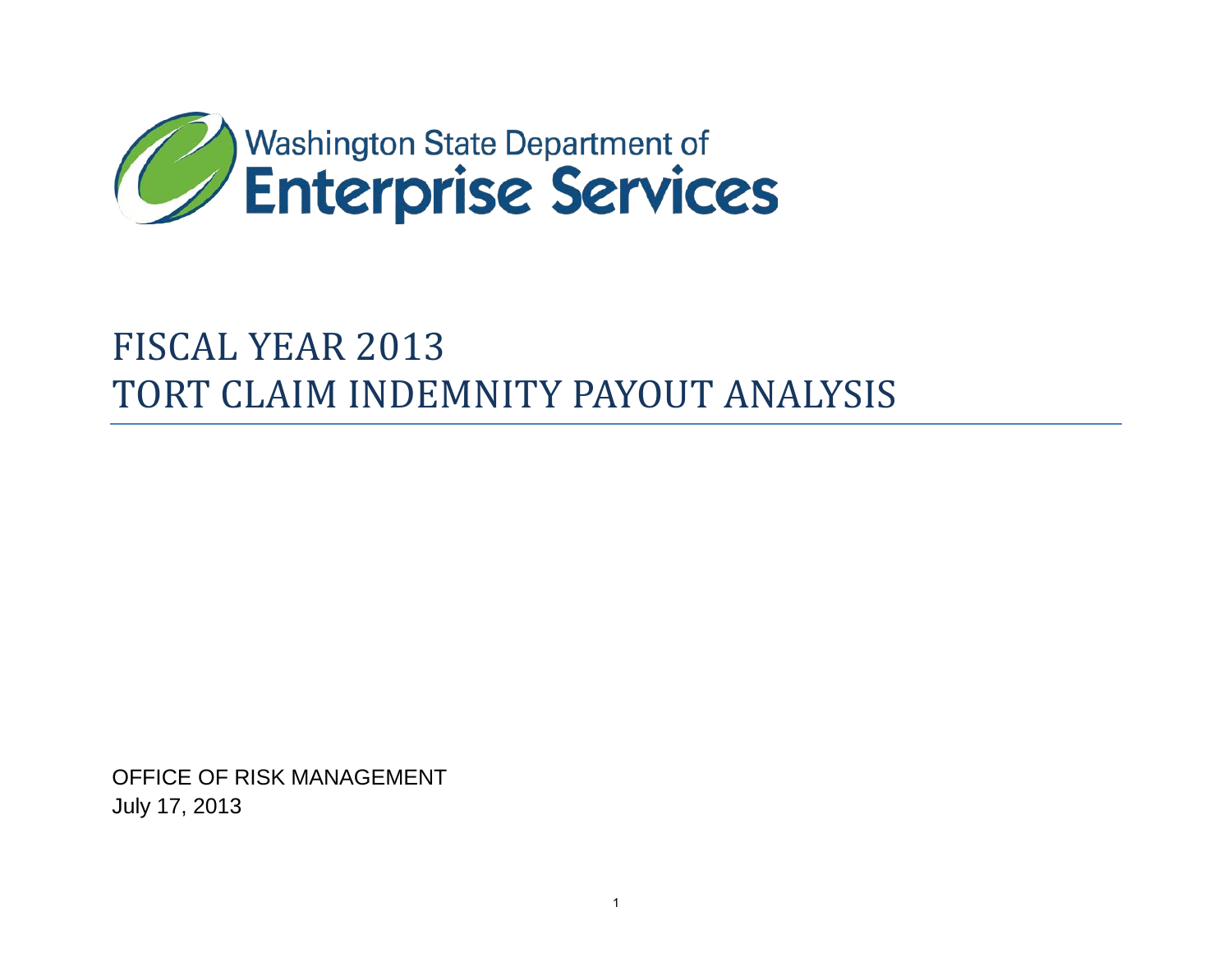Washington State Department of
Enterprise Services

# FISCAL YEAR 2013
# TORT CLAIM INDEMNITY PAYOUT ANALYSIS

OFFICE OF RISK MANAGEMENT
July 17, 2013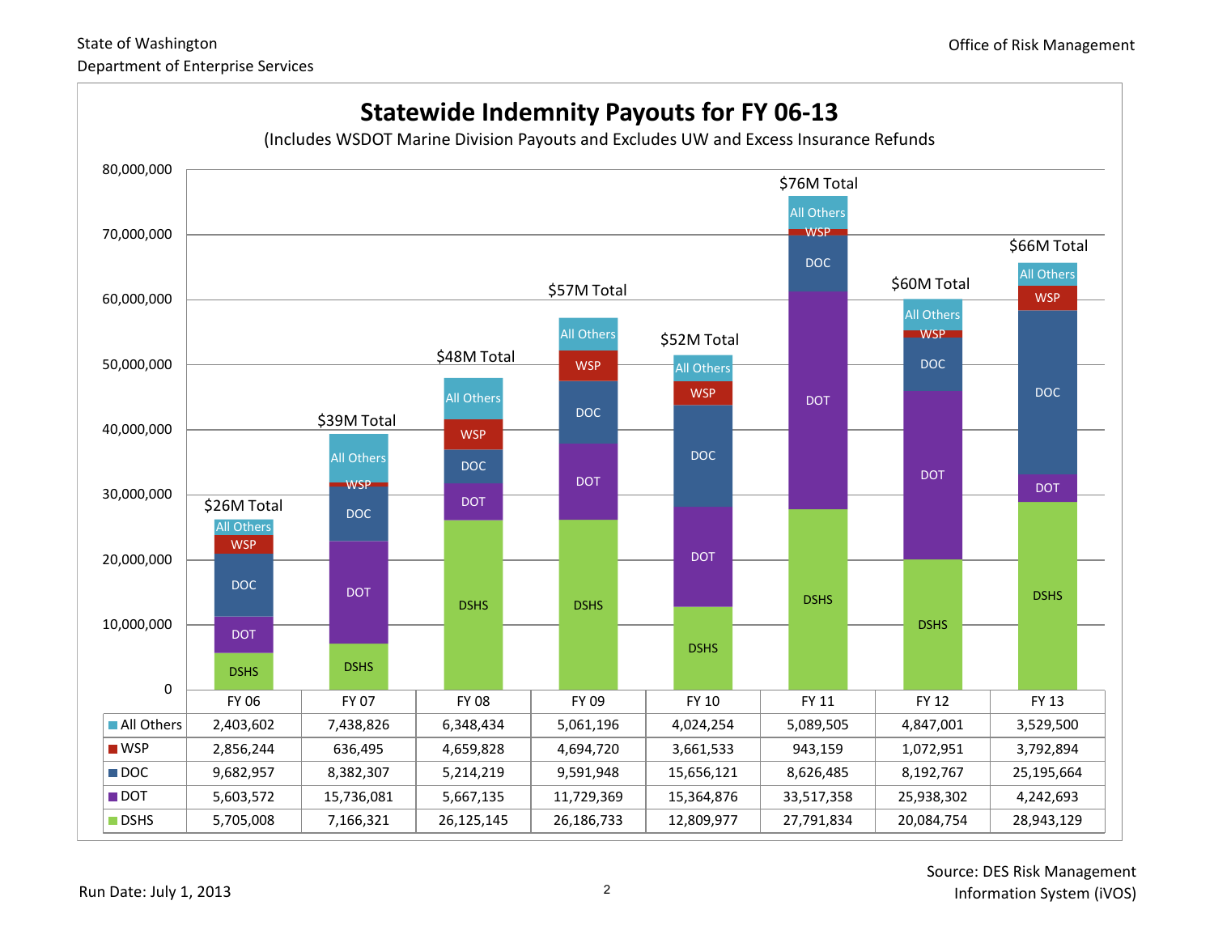State of Washington
Department of Enterprise Services

Office of Risk Management

# Statewide Indemnity Payouts for FY 06-13

(Includes WSDOT Marine Division Payouts and Excludes UW and Excess Insurance Refunds

| | FY 06 | FY 07 | FY 08 | FY 09 | FY 10 | FY 11 | FY 12 | FY 13 |
|---|---|---|---|---|---|---|---|---|
| Total | $26M Total | $39M Total | $48M Total | $57M Total | $52M Total | $76M Total | $60M Total | $66M Total |
| All Others | 2,403,602 | 7,438,826 | 6,348,434 | 5,061,196 | 4,024,254 | 5,089,505 | 4,847,001 | 3,529,500 |
| WSP | 2,856,244 | 636,495 | 4,659,828 | 4,694,720 | 3,661,533 | 943,159 | 1,072,951 | 3,792,894 |
| DOC | 9,682,957 | 8,382,307 | 5,214,219 | 9,591,948 | 15,656,121 | 8,626,485 | 8,192,767 | 25,195,664 |
| DOT | 5,603,572 | 15,736,081 | 5,667,135 | 11,729,369 | 15,364,876 | 33,517,358 | 25,938,302 | 4,242,693 |
| DSHS | 5,705,008 | 7,166,321 | 26,125,145 | 26,186,733 | 12,809,977 | 27,791,834 | 20,084,754 | 28,943,129 |

Run Date: July 1, 2013

Source: DES Risk Management Information System (iVOS)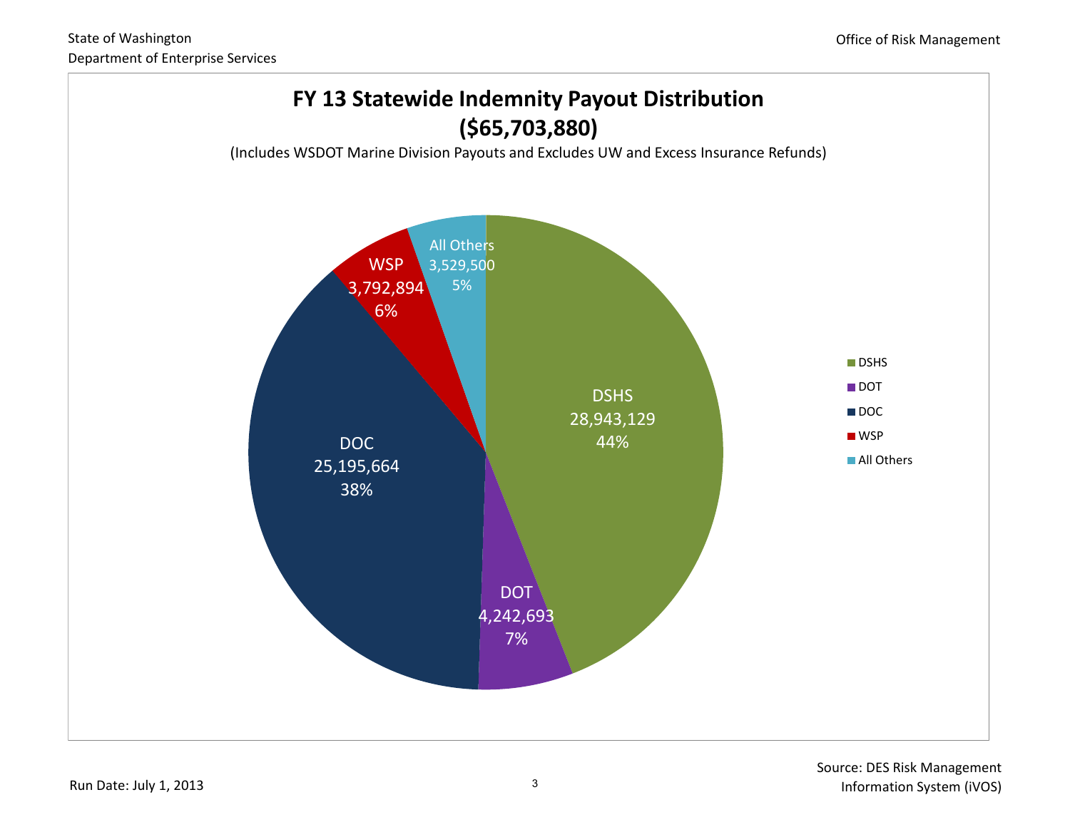State of Washington
Department of Enterprise Services

Office of Risk Management

# FY 13 Statewide Indemnity Payout Distribution ($65,703,880)

(Includes WSDOT Marine Division Payouts and Excludes UW and Excess Insurance Refunds)

| Category | Payout | Percent |
|---|---|---|
| DSHS | 28,943,129 | 44% |
| DOT | 4,242,693 | 7% |
| DOC | 25,195,664 | 38% |
| WSP | 3,792,894 | 6% |
| All Others | 3,529,500 | 5% |

Run Date: July 1, 2013

Source: DES Risk Management Information System (iVOS)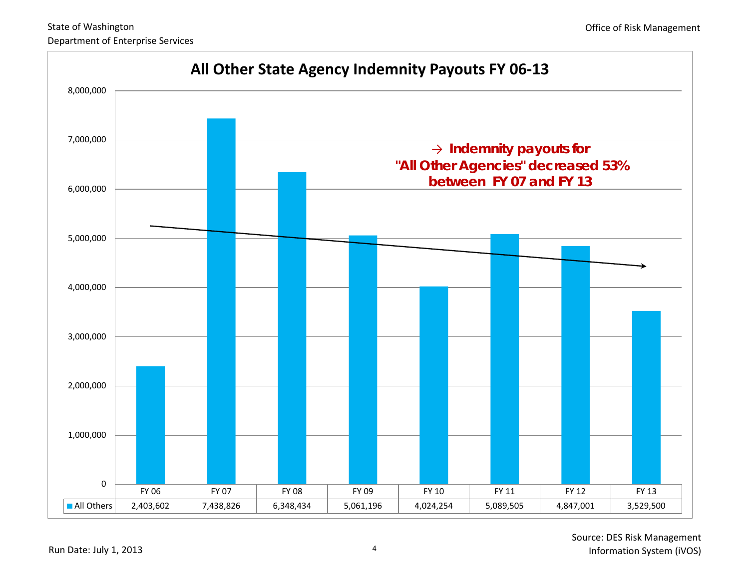State of Washington
Department of Enterprise Services

Office of Risk Management

# All Other State Agency Indemnity Payouts FY 06-13

**→ Indemnity payouts for "All Other Agencies" decreased 53% between FY 07 and FY 13**

| | FY 06 | FY 07 | FY 08 | FY 09 | FY 10 | FY 11 | FY 12 | FY 13 |
|---|---|---|---|---|---|---|---|---|
| All Others | 2,403,602 | 7,438,826 | 6,348,434 | 5,061,196 | 4,024,254 | 5,089,505 | 4,847,001 | 3,529,500 |

Run Date: July 1, 2013

Source: DES Risk Management Information System (iVOS)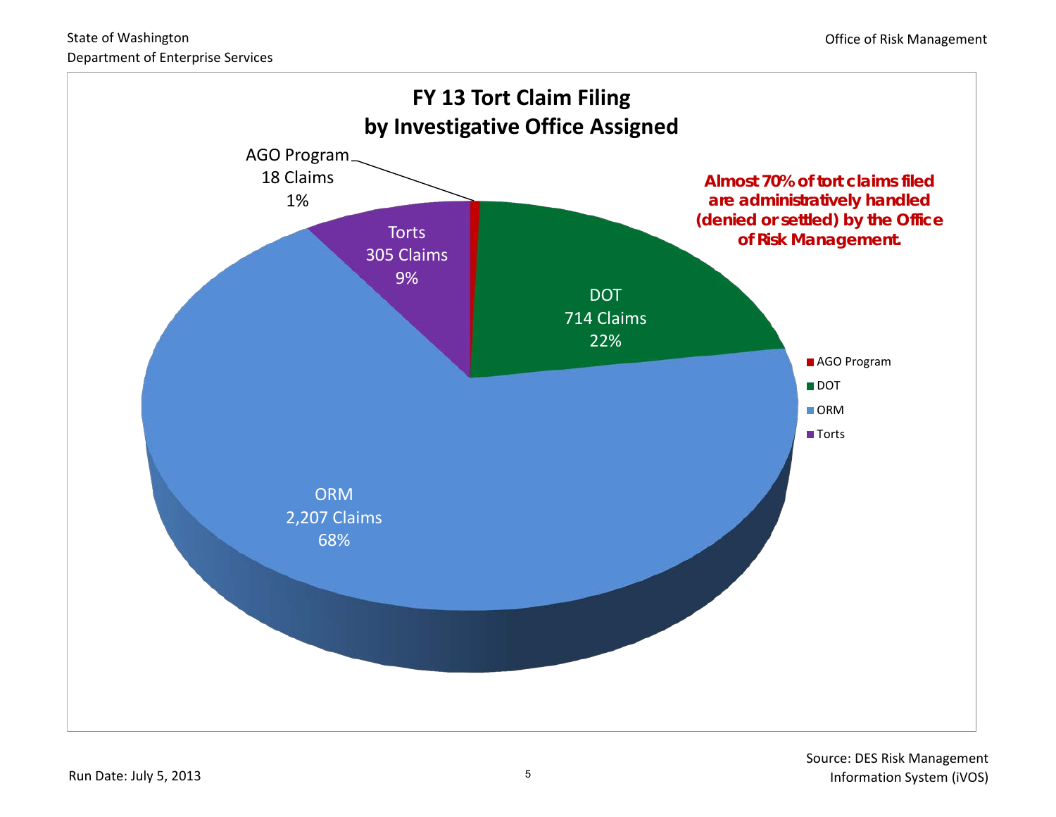State of Washington
Department of Enterprise Services

Office of Risk Management

## FY 13 Tort Claim Filing by Investigative Office Assigned

| Investigative Office | Claims | Percent |
|---|---|---|
| AGO Program | 18 | 1% |
| DOT | 714 | 22% |
| ORM | 2,207 | 68% |
| Torts | 305 | 9% |

***Almost 70% of tort claims filed are administratively handled (denied or settled) by the Office of Risk Management.***

Run Date: July 5, 2013

Source: DES Risk Management Information System (iVOS)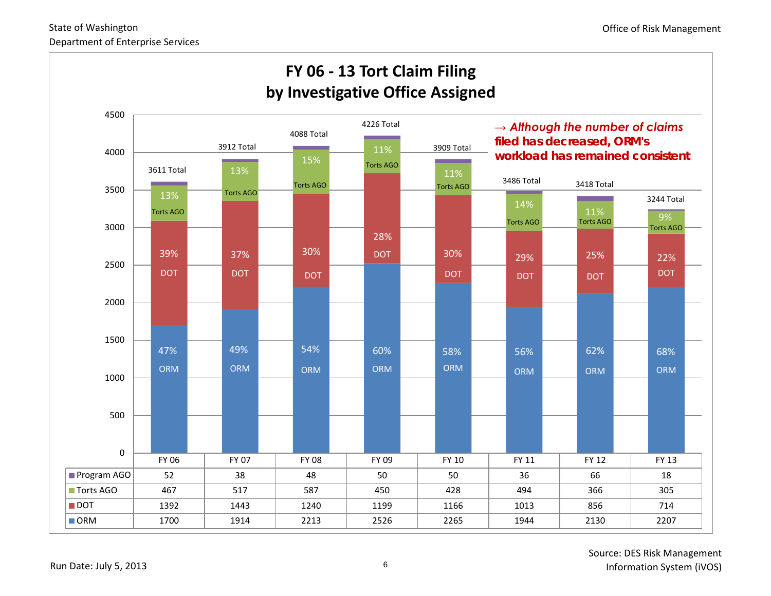State of Washington
Department of Enterprise Services

Office of Risk Management

# FY 06 - 13 Tort Claim Filing by Investigative Office Assigned

*→ Although the number of claims filed has decreased, ORM's workload has remained consistent*

| | FY 06 | FY 07 | FY 08 | FY 09 | FY 10 | FY 11 | FY 12 | FY 13 |
|---|---|---|---|---|---|---|---|---|
| Program AGO | 52 | 38 | 48 | 50 | 50 | 36 | 66 | 18 |
| Torts AGO | 467 | 517 | 587 | 450 | 428 | 494 | 366 | 305 |
| DOT | 1392 | 1443 | 1240 | 1199 | 1166 | 1013 | 856 | 714 |
| ORM | 1700 | 1914 | 2213 | 2526 | 2265 | 1944 | 2130 | 2207 |
| Total | 3611 | 3912 | 4088 | 4226 | 3909 | 3486 | 3418 | 3244 |
| Torts AGO % | 13% | 13% | 15% | 11% | 11% | 14% | 11% | 9% |
| DOT % | 39% | 37% | 30% | 28% | 30% | 29% | 25% | 22% |
| ORM % | 47% | 49% | 54% | 60% | 58% | 56% | 62% | 68% |

Run Date: July 5, 2013

Source: DES Risk Management Information System (iVOS)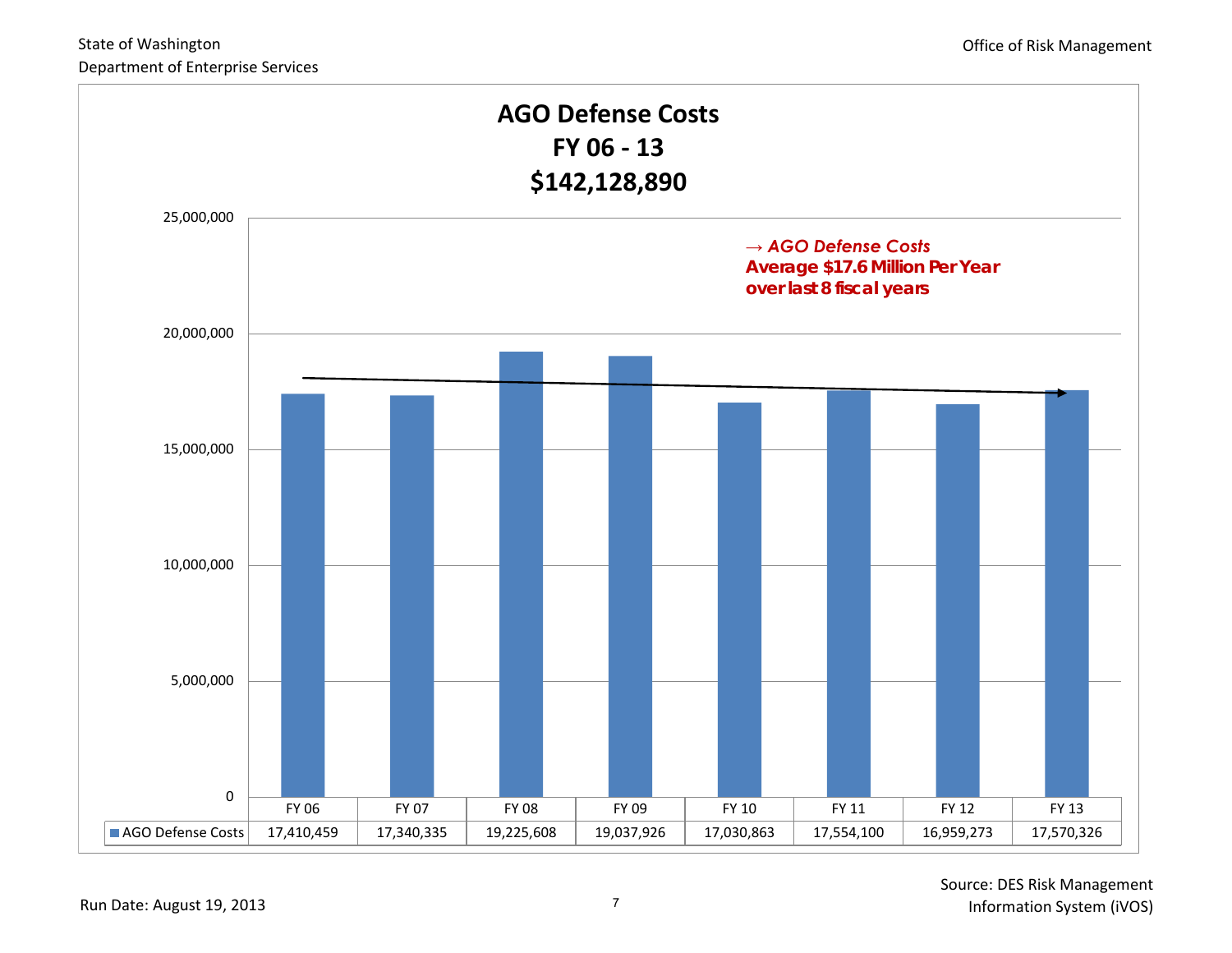State of Washington
Department of Enterprise Services

Office of Risk Management

# AGO Defense Costs
## FY 06 - 13
## $142,128,890

*→ AGO Defense Costs*
**Average $17.6 Million Per Year over last 8 fiscal years**

| | FY 06 | FY 07 | FY 08 | FY 09 | FY 10 | FY 11 | FY 12 | FY 13 |
|---|---|---|---|---|---|---|---|---|
| AGO Defense Costs | 17,410,459 | 17,340,335 | 19,225,608 | 19,037,926 | 17,030,863 | 17,554,100 | 16,959,273 | 17,570,326 |

Run Date: August 19, 2013

Source: DES Risk Management Information System (iVOS)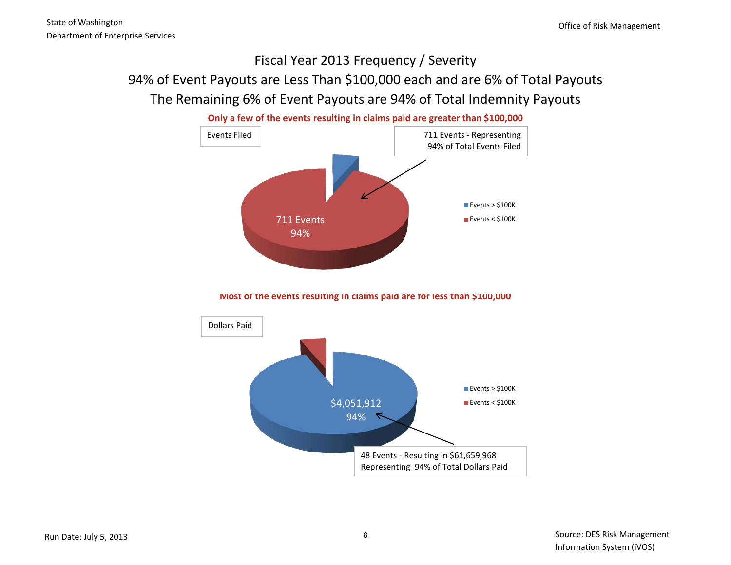# Fiscal Year 2013 Frequency / Severity

## 94% of Event Payouts are Less Than $100,000 each and are 6% of Total Payouts

## The Remaining 6% of Event Payouts are 94% of Total Indemnity Payouts

**Only a few of the events resulting in claims paid are greater than $100,000**

Events Filed

711 Events - Representing 94% of Total Events Filed

711 Events
94%

Events > $100K
Events < $100K

**Most of the events resulting in claims paid are for less than $100,000**

Dollars Paid

$4,051,912
94%

Events > $100K
Events < $100K

48 Events - Resulting in $61,659,968 Representing 94% of Total Dollars Paid

Run Date: July 5, 2013

Source: DES Risk Management Information System (iVOS)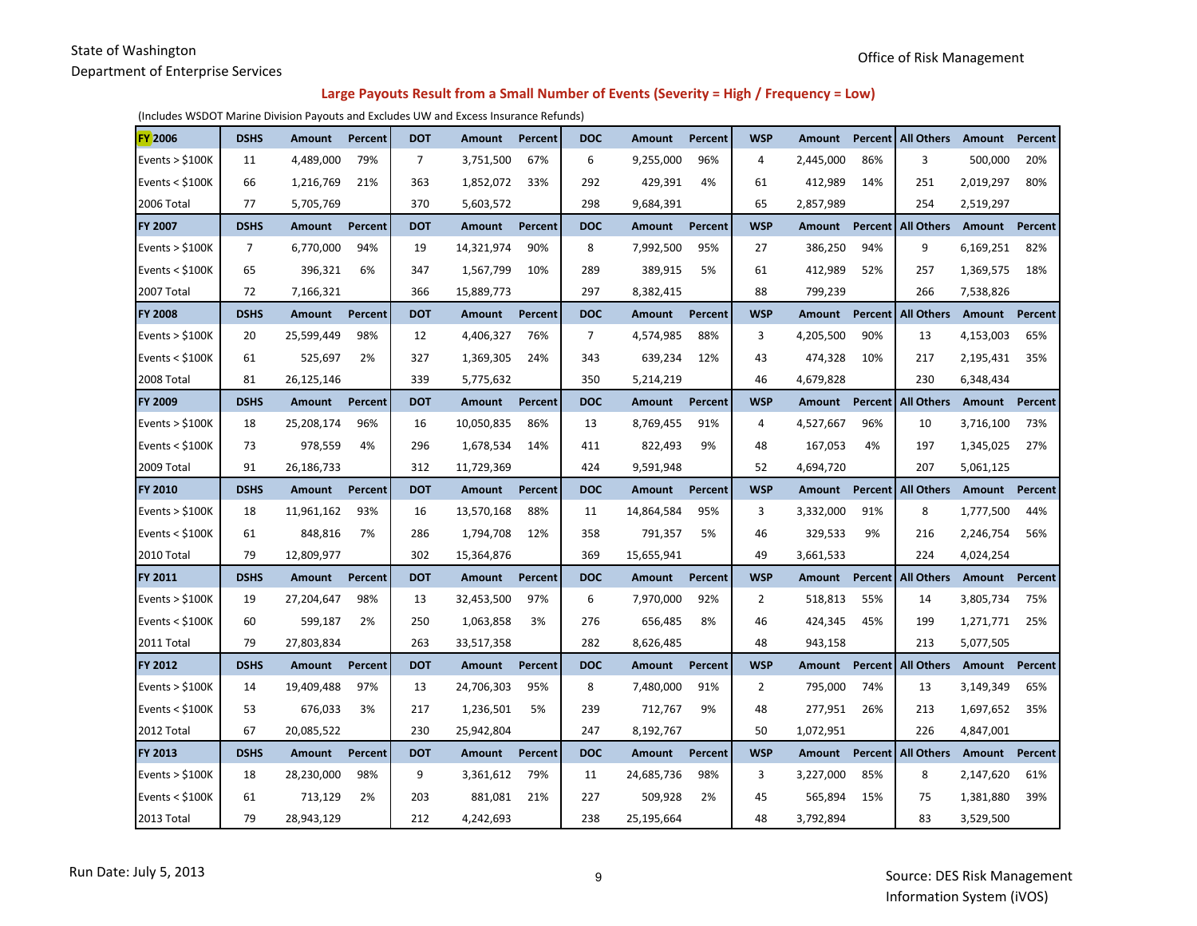State of Washington
Department of Enterprise Services

Office of Risk Management

## Large Payouts Result from a Small Number of Events (Severity = High / Frequency = Low)

(Includes WSDOT Marine Division Payouts and Excludes UW and Excess Insurance Refunds)

| FY 2006 | DSHS | Amount | Percent | DOT | Amount | Percent | DOC | Amount | Percent | WSP | Amount | Percent | All Others | Amount | Percent |
|---|---|---|---|---|---|---|---|---|---|---|---|---|---|---|---|
| Events > $100K | 11 | 4,489,000 | 79% | 7 | 3,751,500 | 67% | 6 | 9,255,000 | 96% | 4 | 2,445,000 | 86% | 3 | 500,000 | 20% |
| Events < $100K | 66 | 1,216,769 | 21% | 363 | 1,852,072 | 33% | 292 | 429,391 | 4% | 61 | 412,989 | 14% | 251 | 2,019,297 | 80% |
| 2006 Total | 77 | 5,705,769 | | 370 | 5,603,572 | | 298 | 9,684,391 | | 65 | 2,857,989 | | 254 | 2,519,297 | |
| **FY 2007** | **DSHS** | **Amount** | **Percent** | **DOT** | **Amount** | **Percent** | **DOC** | **Amount** | **Percent** | **WSP** | **Amount** | **Percent** | **All Others** | **Amount** | **Percent** |
| Events > $100K | 7 | 6,770,000 | 94% | 19 | 14,321,974 | 90% | 8 | 7,992,500 | 95% | 27 | 386,250 | 94% | 9 | 6,169,251 | 82% |
| Events < $100K | 65 | 396,321 | 6% | 347 | 1,567,799 | 10% | 289 | 389,915 | 5% | 61 | 412,989 | 52% | 257 | 1,369,575 | 18% |
| 2007 Total | 72 | 7,166,321 | | 366 | 15,889,773 | | 297 | 8,382,415 | | 88 | 799,239 | | 266 | 7,538,826 | |
| **FY 2008** | **DSHS** | **Amount** | **Percent** | **DOT** | **Amount** | **Percent** | **DOC** | **Amount** | **Percent** | **WSP** | **Amount** | **Percent** | **All Others** | **Amount** | **Percent** |
| Events > $100K | 20 | 25,599,449 | 98% | 12 | 4,406,327 | 76% | 7 | 4,574,985 | 88% | 3 | 4,205,500 | 90% | 13 | 4,153,003 | 65% |
| Events < $100K | 61 | 525,697 | 2% | 327 | 1,369,305 | 24% | 343 | 639,234 | 12% | 43 | 474,328 | 10% | 217 | 2,195,431 | 35% |
| 2008 Total | 81 | 26,125,146 | | 339 | 5,775,632 | | 350 | 5,214,219 | | 46 | 4,679,828 | | 230 | 6,348,434 | |
| **FY 2009** | **DSHS** | **Amount** | **Percent** | **DOT** | **Amount** | **Percent** | **DOC** | **Amount** | **Percent** | **WSP** | **Amount** | **Percent** | **All Others** | **Amount** | **Percent** |
| Events > $100K | 18 | 25,208,174 | 96% | 16 | 10,050,835 | 86% | 13 | 8,769,455 | 91% | 4 | 4,527,667 | 96% | 10 | 3,716,100 | 73% |
| Events < $100K | 73 | 978,559 | 4% | 296 | 1,678,534 | 14% | 411 | 822,493 | 9% | 48 | 167,053 | 4% | 197 | 1,345,025 | 27% |
| 2009 Total | 91 | 26,186,733 | | 312 | 11,729,369 | | 424 | 9,591,948 | | 52 | 4,694,720 | | 207 | 5,061,125 | |
| **FY 2010** | **DSHS** | **Amount** | **Percent** | **DOT** | **Amount** | **Percent** | **DOC** | **Amount** | **Percent** | **WSP** | **Amount** | **Percent** | **All Others** | **Amount** | **Percent** |
| Events > $100K | 18 | 11,961,162 | 93% | 16 | 13,570,168 | 88% | 11 | 14,864,584 | 95% | 3 | 3,332,000 | 91% | 8 | 1,777,500 | 44% |
| Events < $100K | 61 | 848,816 | 7% | 286 | 1,794,708 | 12% | 358 | 791,357 | 5% | 46 | 329,533 | 9% | 216 | 2,246,754 | 56% |
| 2010 Total | 79 | 12,809,977 | | 302 | 15,364,876 | | 369 | 15,655,941 | | 49 | 3,661,533 | | 224 | 4,024,254 | |
| **FY 2011** | **DSHS** | **Amount** | **Percent** | **DOT** | **Amount** | **Percent** | **DOC** | **Amount** | **Percent** | **WSP** | **Amount** | **Percent** | **All Others** | **Amount** | **Percent** |
| Events > $100K | 19 | 27,204,647 | 98% | 13 | 32,453,500 | 97% | 6 | 7,970,000 | 92% | 2 | 518,813 | 55% | 14 | 3,805,734 | 75% |
| Events < $100K | 60 | 599,187 | 2% | 250 | 1,063,858 | 3% | 276 | 656,485 | 8% | 46 | 424,345 | 45% | 199 | 1,271,771 | 25% |
| 2011 Total | 79 | 27,803,834 | | 263 | 33,517,358 | | 282 | 8,626,485 | | 48 | 943,158 | | 213 | 5,077,505 | |
| **FY 2012** | **DSHS** | **Amount** | **Percent** | **DOT** | **Amount** | **Percent** | **DOC** | **Amount** | **Percent** | **WSP** | **Amount** | **Percent** | **All Others** | **Amount** | **Percent** |
| Events > $100K | 14 | 19,409,488 | 97% | 13 | 24,706,303 | 95% | 8 | 7,480,000 | 91% | 2 | 795,000 | 74% | 13 | 3,149,349 | 65% |
| Events < $100K | 53 | 676,033 | 3% | 217 | 1,236,501 | 5% | 239 | 712,767 | 9% | 48 | 277,951 | 26% | 213 | 1,697,652 | 35% |
| 2012 Total | 67 | 20,085,522 | | 230 | 25,942,804 | | 247 | 8,192,767 | | 50 | 1,072,951 | | 226 | 4,847,001 | |
| **FY 2013** | **DSHS** | **Amount** | **Percent** | **DOT** | **Amount** | **Percent** | **DOC** | **Amount** | **Percent** | **WSP** | **Amount** | **Percent** | **All Others** | **Amount** | **Percent** |
| Events > $100K | 18 | 28,230,000 | 98% | 9 | 3,361,612 | 79% | 11 | 24,685,736 | 98% | 3 | 3,227,000 | 85% | 8 | 2,147,620 | 61% |
| Events < $100K | 61 | 713,129 | 2% | 203 | 881,081 | 21% | 227 | 509,928 | 2% | 45 | 565,894 | 15% | 75 | 1,381,880 | 39% |
| 2013 Total | 79 | 28,943,129 | | 212 | 4,242,693 | | 238 | 25,195,664 | | 48 | 3,792,894 | | 83 | 3,529,500 | |

Run Date: July 5, 2013

Source: DES Risk Management Information System (iVOS)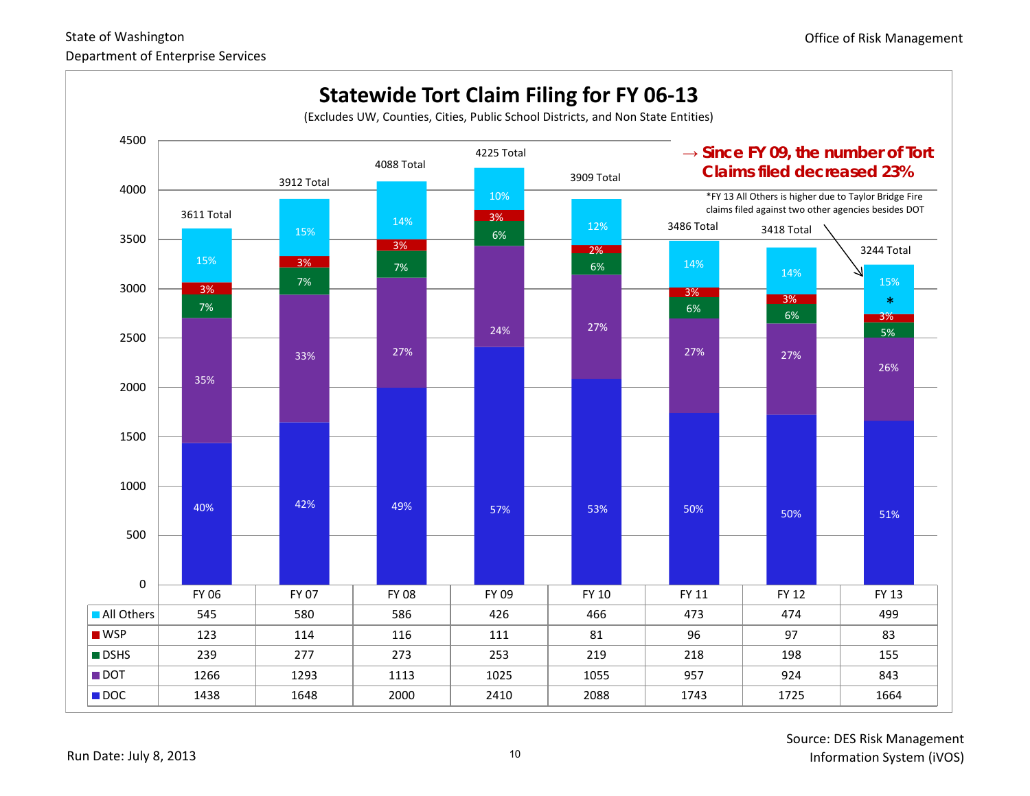State of Washington
Department of Enterprise Services

Office of Risk Management

# Statewide Tort Claim Filing for FY 06-13

(Excludes UW, Counties, Cities, Public School Districts, and Non State Entities)

**→ Since FY 09, the number of Tort Claims filed decreased 23%**

*FY 13 All Others is higher due to Taylor Bridge Fire claims filed against two other agencies besides DOT

| | FY 06 | FY 07 | FY 08 | FY 09 | FY 10 | FY 11 | FY 12 | FY 13 |
|---|---|---|---|---|---|---|---|---|
| All Others | 545 | 580 | 586 | 426 | 466 | 473 | 474 | 499 |
| WSP | 123 | 114 | 116 | 111 | 81 | 96 | 97 | 83 |
| DSHS | 239 | 277 | 273 | 253 | 219 | 218 | 198 | 155 |
| DOT | 1266 | 1293 | 1113 | 1025 | 1055 | 957 | 924 | 843 |
| DOC | 1438 | 1648 | 2000 | 2410 | 2088 | 1743 | 1725 | 1664 |
| Total | 3611 | 3912 | 4088 | 4225 | 3909 | 3486 | 3418 | 3244 |

Percentages shown in chart:

| | FY 06 | FY 07 | FY 08 | FY 09 | FY 10 | FY 11 | FY 12 | FY 13 |
|---|---|---|---|---|---|---|---|---|
| All Others | 15% | 15% | 14% | 10% | 12% | 14% | 14% | 15%* |
| WSP | 3% | 3% | 3% | 3% | 2% | 3% | 3% | 3% |
| DSHS | 7% | 7% | 7% | 6% | 6% | 6% | 6% | 5% |
| DOT | 35% | 33% | 27% | 24% | 27% | 27% | 27% | 26% |
| DOC | 40% | 42% | 49% | 57% | 53% | 50% | 50% | 51% |

Run Date: July 8, 2013

Source: DES Risk Management Information System (iVOS)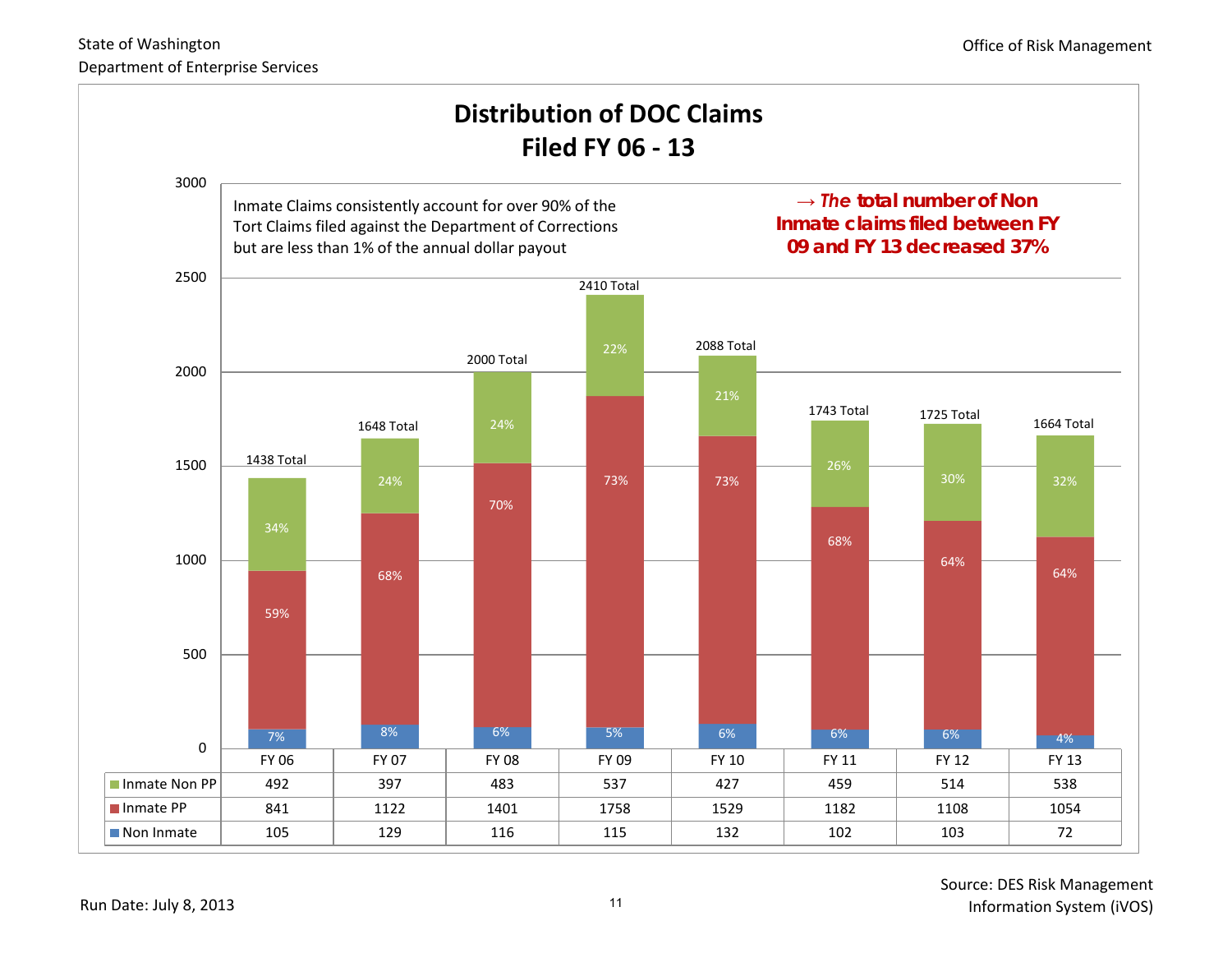# Distribution of DOC Claims Filed FY 06 - 13

Inmate Claims consistently account for over 90% of the Tort Claims filed against the Department of Corrections but are less than 1% of the annual dollar payout

→ *The* **total number of Non Inmate claims filed between FY 09 and FY 13 decreased 37%**

| | FY 06 | FY 07 | FY 08 | FY 09 | FY 10 | FY 11 | FY 12 | FY 13 |
|---|---|---|---|---|---|---|---|---|
| Total | 1438 Total | 1648 Total | 2000 Total | 2410 Total | 2088 Total | 1743 Total | 1725 Total | 1664 Total |
| Inmate Non PP (%) | 34% | 24% | 24% | 22% | 21% | 26% | 30% | 32% |
| Inmate PP (%) | 59% | 68% | 70% | 73% | 73% | 68% | 64% | 64% |
| Non Inmate (%) | 7% | 8% | 6% | 5% | 6% | 6% | 6% | 4% |
| Inmate Non PP | 492 | 397 | 483 | 537 | 427 | 459 | 514 | 538 |
| Inmate PP | 841 | 1122 | 1401 | 1758 | 1529 | 1182 | 1108 | 1054 |
| Non Inmate | 105 | 129 | 116 | 115 | 132 | 102 | 103 | 72 |

Run Date: July 8, 2013

Source: DES Risk Management Information System (iVOS)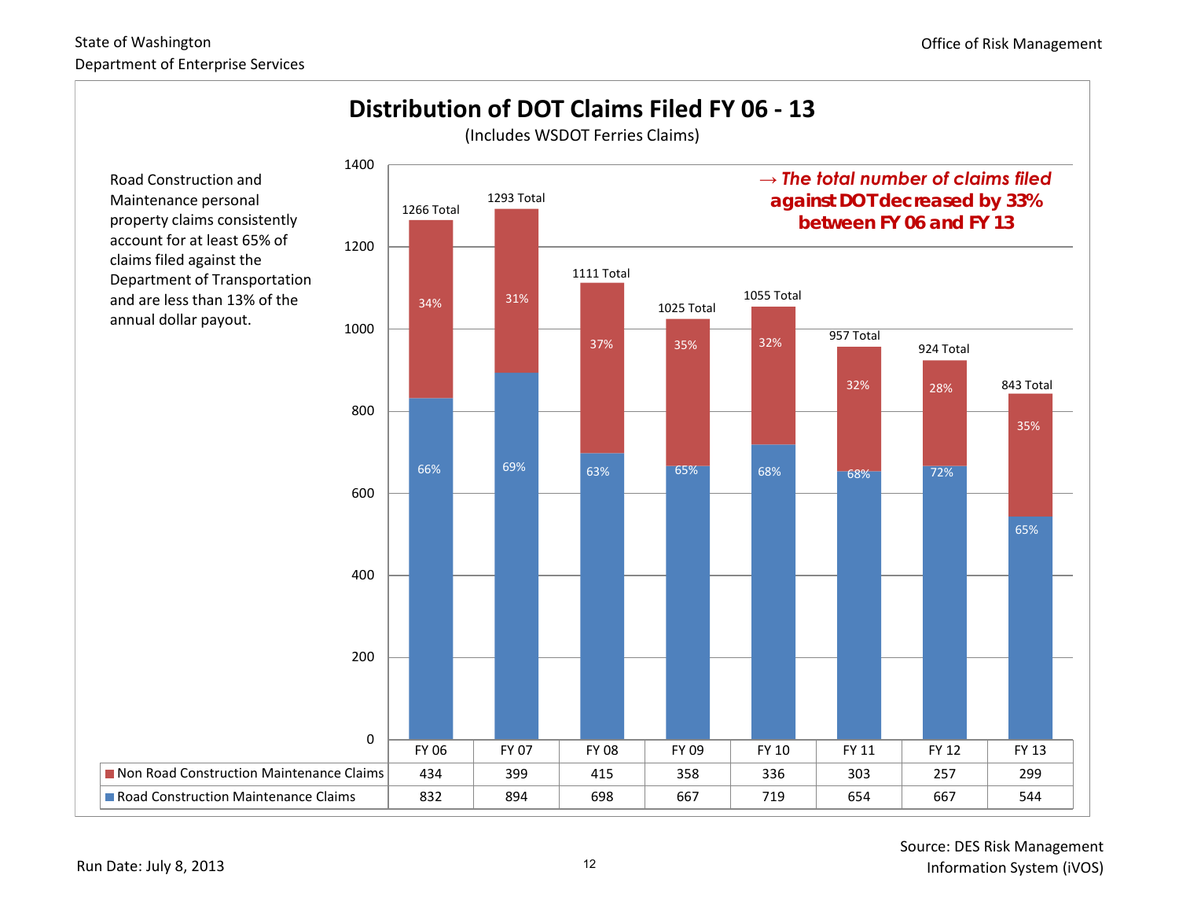State of Washington
Department of Enterprise Services

Office of Risk Management

# Distribution of DOT Claims Filed FY 06 - 13

(Includes WSDOT Ferries Claims)

Road Construction and Maintenance personal property claims consistently account for at least 65% of claims filed against the Department of Transportation and are less than 13% of the annual dollar payout.

*→ The total number of claims filed* **against DOT decreased by 33% between FY 06 and FY 13**

| | FY 06 | FY 07 | FY 08 | FY 09 | FY 10 | FY 11 | FY 12 | FY 13 |
|---|---|---|---|---|---|---|---|---|
| Non Road Construction Maintenance Claims | 434 | 399 | 415 | 358 | 336 | 303 | 257 | 299 |
| Road Construction Maintenance Claims | 832 | 894 | 698 | 667 | 719 | 654 | 667 | 544 |
| Total | 1266 | 1293 | 1111 | 1025 | 1055 | 957 | 924 | 843 |
| Non Road Construction Maintenance % | 34% | 31% | 37% | 35% | 32% | 32% | 28% | 35% |
| Road Construction Maintenance % | 66% | 69% | 63% | 65% | 68% | 68% | 72% | 65% |

Run Date: July 8, 2013

Source: DES Risk Management Information System (iVOS)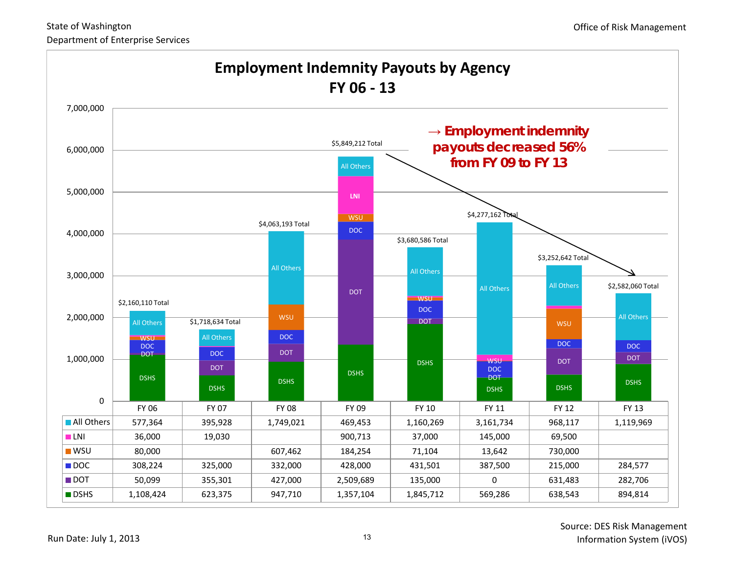State of Washington
Department of Enterprise Services

Office of Risk Management

# Employment Indemnity Payouts by Agency
## FY 06 - 13

→ **Employment indemnity payouts decreased 56% from FY 09 to FY 13**

| | FY 06 | FY 07 | FY 08 | FY 09 | FY 10 | FY 11 | FY 12 | FY 13 |
|---|---|---|---|---|---|---|---|---|
| All Others | 577,364 | 395,928 | 1,749,021 | 469,453 | 1,160,269 | 3,161,734 | 968,117 | 1,119,969 |
| LNI | 36,000 | 19,030 | | 900,713 | 37,000 | 145,000 | 69,500 | |
| WSU | 80,000 | | 607,462 | 184,254 | 71,104 | 13,642 | 730,000 | |
| DOC | 308,224 | 325,000 | 332,000 | 428,000 | 431,501 | 387,500 | 215,000 | 284,577 |
| DOT | 50,099 | 355,301 | 427,000 | 2,509,689 | 135,000 | 0 | 631,483 | 282,706 |
| DSHS | 1,108,424 | 623,375 | 947,710 | 1,357,104 | 1,845,712 | 569,286 | 638,543 | 894,814 |
| Total | $2,160,110 | $1,718,634 | $4,063,193 | $5,849,212 | $3,680,586 | $4,277,162 | $3,252,642 | $2,582,060 |

Run Date: July 1, 2013

Source: DES Risk Management Information System (iVOS)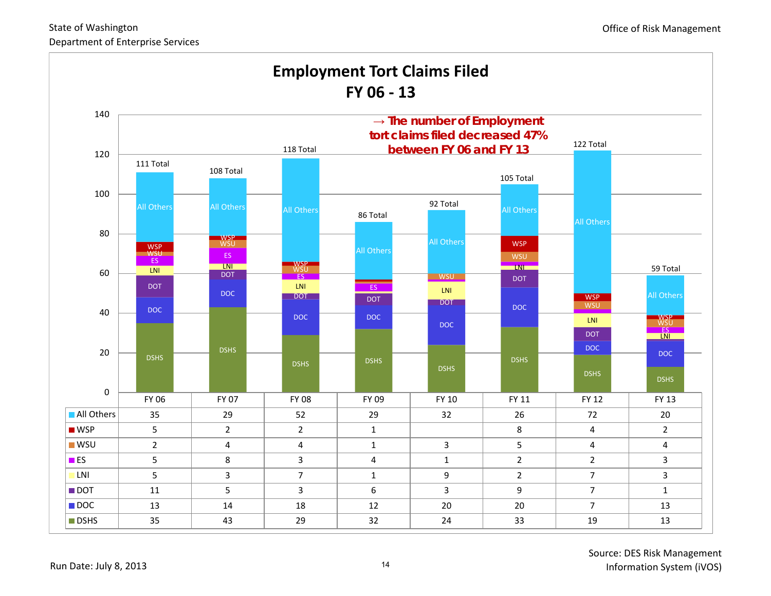State of Washington
Department of Enterprise Services

Office of Risk Management

# Employment Tort Claims Filed
## FY 06 - 13

→ **The number of Employment tort claims filed decreased 47% between FY 06 and FY 13**

| | FY 06 | FY 07 | FY 08 | FY 09 | FY 10 | FY 11 | FY 12 | FY 13 |
|---|---|---|---|---|---|---|---|---|
| All Others | 35 | 29 | 52 | 29 | 32 | 26 | 72 | 20 |
| WSP | 5 | 2 | 2 | 1 | | 8 | 4 | 2 |
| WSU | 2 | 4 | 4 | 1 | 3 | 5 | 4 | 4 |
| ES | 5 | 8 | 3 | 4 | 1 | 2 | 2 | 3 |
| LNI | 5 | 3 | 7 | 1 | 9 | 2 | 7 | 3 |
| DOT | 11 | 5 | 3 | 6 | 3 | 9 | 7 | 1 |
| DOC | 13 | 14 | 18 | 12 | 20 | 20 | 7 | 13 |
| DSHS | 35 | 43 | 29 | 32 | 24 | 33 | 19 | 13 |
| Total | 111 | 108 | 118 | 86 | 92 | 105 | 122 | 59 |

Run Date: July 8, 2013

Source: DES Risk Management Information System (iVOS)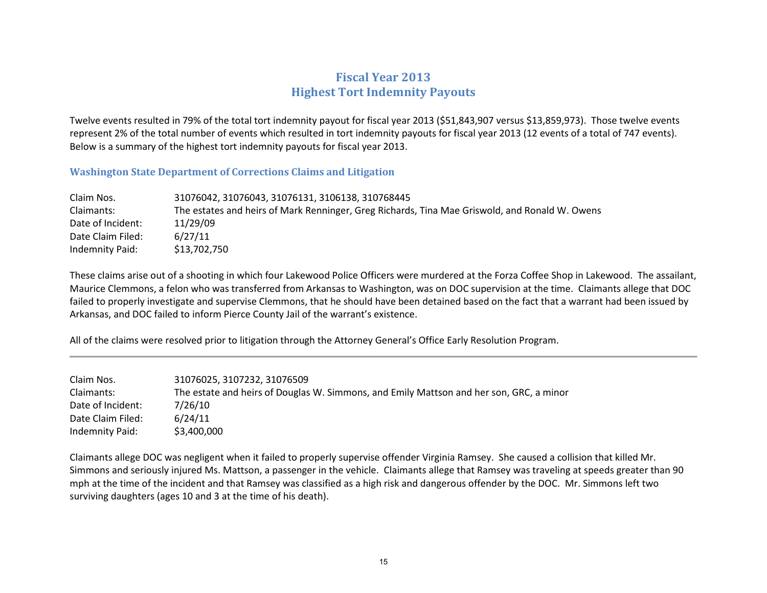# Fiscal Year 2013
# Highest Tort Indemnity Payouts

Twelve events resulted in 79% of the total tort indemnity payout for fiscal year 2013 ($51,843,907 versus $13,859,973). Those twelve events represent 2% of the total number of events which resulted in tort indemnity payouts for fiscal year 2013 (12 events of a total of 747 events). Below is a summary of the highest tort indemnity payouts for fiscal year 2013.

## Washington State Department of Corrections Claims and Litigation

| | |
|---|---|
| Claim Nos. | 31076042, 31076043, 31076131, 3106138, 310768445 |
| Claimants: | The estates and heirs of Mark Renninger, Greg Richards, Tina Mae Griswold, and Ronald W. Owens |
| Date of Incident: | 11/29/09 |
| Date Claim Filed: | 6/27/11 |
| Indemnity Paid: | $13,702,750 |

These claims arise out of a shooting in which four Lakewood Police Officers were murdered at the Forza Coffee Shop in Lakewood. The assailant, Maurice Clemmons, a felon who was transferred from Arkansas to Washington, was on DOC supervision at the time. Claimants allege that DOC failed to properly investigate and supervise Clemmons, that he should have been detained based on the fact that a warrant had been issued by Arkansas, and DOC failed to inform Pierce County Jail of the warrant's existence.

All of the claims were resolved prior to litigation through the Attorney General's Office Early Resolution Program.

---

| | |
|---|---|
| Claim Nos. | 31076025, 3107232, 31076509 |
| Claimants: | The estate and heirs of Douglas W. Simmons, and Emily Mattson and her son, GRC, a minor |
| Date of Incident: | 7/26/10 |
| Date Claim Filed: | 6/24/11 |
| Indemnity Paid: | $3,400,000 |

Claimants allege DOC was negligent when it failed to properly supervise offender Virginia Ramsey. She caused a collision that killed Mr. Simmons and seriously injured Ms. Mattson, a passenger in the vehicle. Claimants allege that Ramsey was traveling at speeds greater than 90 mph at the time of the incident and that Ramsey was classified as a high risk and dangerous offender by the DOC. Mr. Simmons left two surviving daughters (ages 10 and 3 at the time of his death).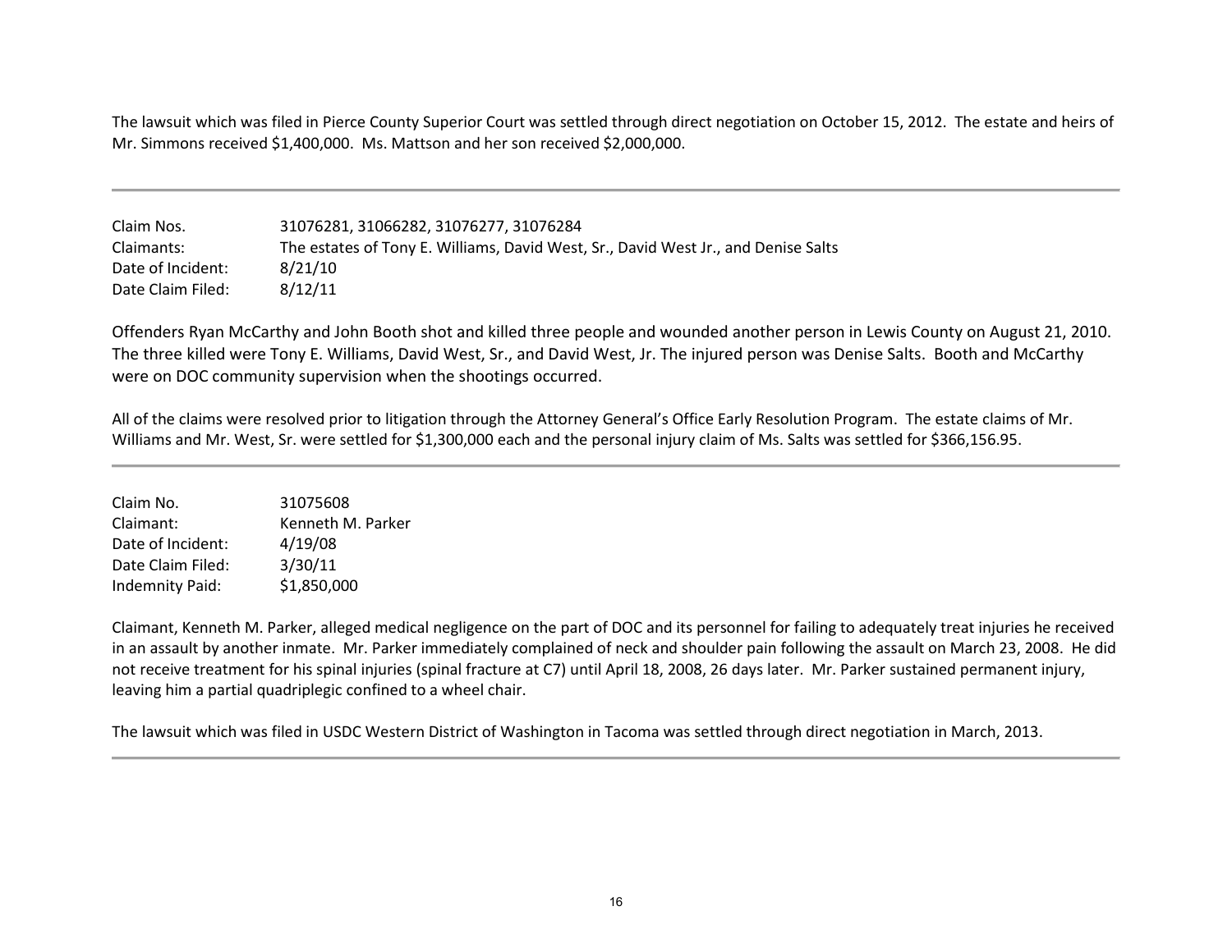The lawsuit which was filed in Pierce County Superior Court was settled through direct negotiation on October 15, 2012. The estate and heirs of Mr. Simmons received $1,400,000. Ms. Mattson and her son received $2,000,000.

---

Claim Nos. 31076281, 31066282, 31076277, 31076284
Claimants: The estates of Tony E. Williams, David West, Sr., David West Jr., and Denise Salts
Date of Incident: 8/21/10
Date Claim Filed: 8/12/11

Offenders Ryan McCarthy and John Booth shot and killed three people and wounded another person in Lewis County on August 21, 2010. The three killed were Tony E. Williams, David West, Sr., and David West, Jr. The injured person was Denise Salts. Booth and McCarthy were on DOC community supervision when the shootings occurred.

All of the claims were resolved prior to litigation through the Attorney General's Office Early Resolution Program. The estate claims of Mr. Williams and Mr. West, Sr. were settled for $1,300,000 each and the personal injury claim of Ms. Salts was settled for $366,156.95.

---

Claim No. 31075608
Claimant: Kenneth M. Parker
Date of Incident: 4/19/08
Date Claim Filed: 3/30/11
Indemnity Paid: $1,850,000

Claimant, Kenneth M. Parker, alleged medical negligence on the part of DOC and its personnel for failing to adequately treat injuries he received in an assault by another inmate. Mr. Parker immediately complained of neck and shoulder pain following the assault on March 23, 2008. He did not receive treatment for his spinal injuries (spinal fracture at C7) until April 18, 2008, 26 days later. Mr. Parker sustained permanent injury, leaving him a partial quadriplegic confined to a wheel chair.

The lawsuit which was filed in USDC Western District of Washington in Tacoma was settled through direct negotiation in March, 2013.

---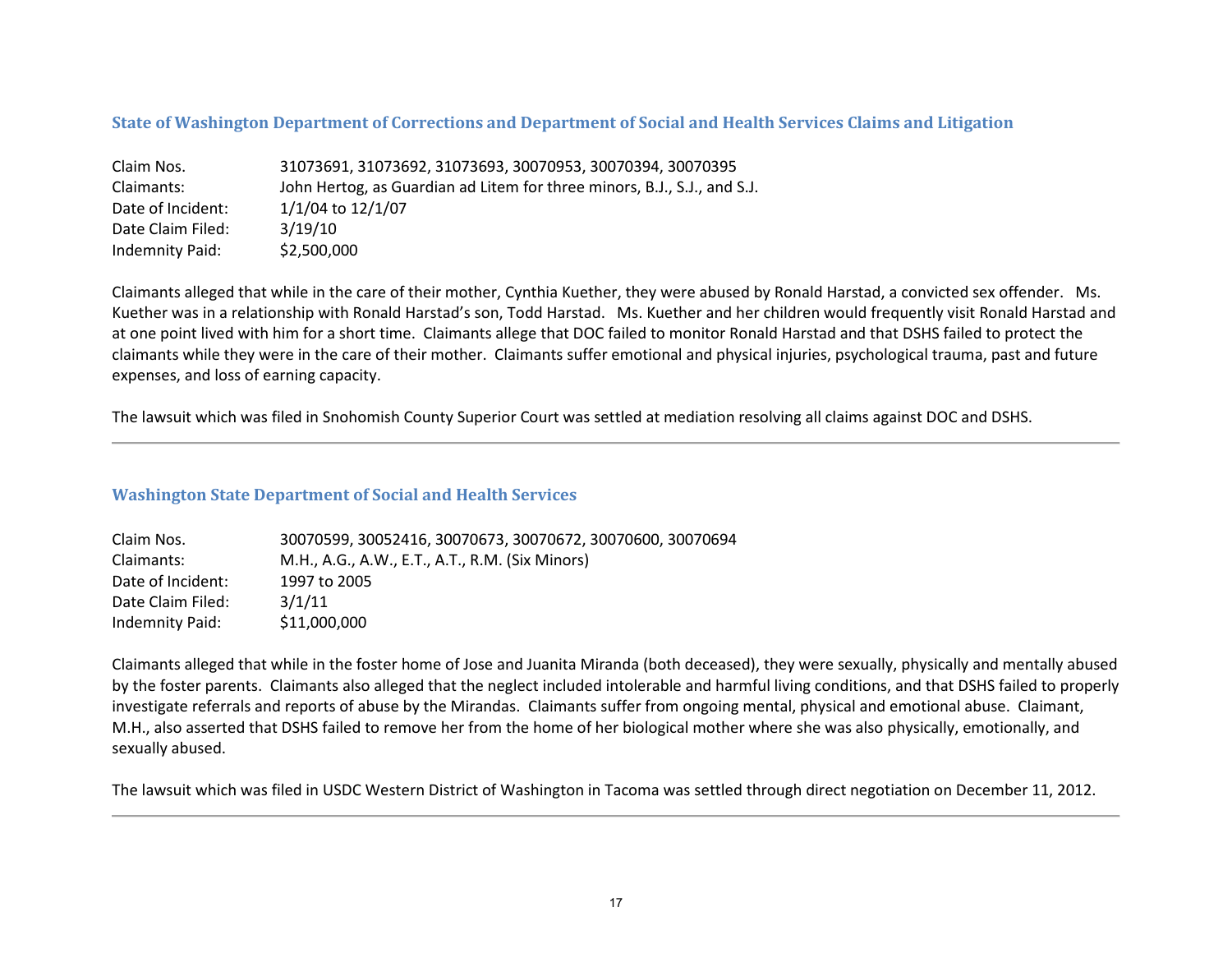## State of Washington Department of Corrections and Department of Social and Health Services Claims and Litigation

| | |
|---|---|
| Claim Nos. | 31073691, 31073692, 31073693, 30070953, 30070394, 30070395 |
| Claimants: | John Hertog, as Guardian ad Litem for three minors, B.J., S.J., and S.J. |
| Date of Incident: | 1/1/04 to 12/1/07 |
| Date Claim Filed: | 3/19/10 |
| Indemnity Paid: | $2,500,000 |

Claimants alleged that while in the care of their mother, Cynthia Kuether, they were abused by Ronald Harstad, a convicted sex offender. Ms. Kuether was in a relationship with Ronald Harstad's son, Todd Harstad. Ms. Kuether and her children would frequently visit Ronald Harstad and at one point lived with him for a short time. Claimants allege that DOC failed to monitor Ronald Harstad and that DSHS failed to protect the claimants while they were in the care of their mother. Claimants suffer emotional and physical injuries, psychological trauma, past and future expenses, and loss of earning capacity.

The lawsuit which was filed in Snohomish County Superior Court was settled at mediation resolving all claims against DOC and DSHS.

---

## Washington State Department of Social and Health Services

| | |
|---|---|
| Claim Nos. | 30070599, 30052416, 30070673, 30070672, 30070600, 30070694 |
| Claimants: | M.H., A.G., A.W., E.T., A.T., R.M. (Six Minors) |
| Date of Incident: | 1997 to 2005 |
| Date Claim Filed: | 3/1/11 |
| Indemnity Paid: | $11,000,000 |

Claimants alleged that while in the foster home of Jose and Juanita Miranda (both deceased), they were sexually, physically and mentally abused by the foster parents. Claimants also alleged that the neglect included intolerable and harmful living conditions, and that DSHS failed to properly investigate referrals and reports of abuse by the Mirandas. Claimants suffer from ongoing mental, physical and emotional abuse. Claimant, M.H., also asserted that DSHS failed to remove her from the home of her biological mother where she was also physically, emotionally, and sexually abused.

The lawsuit which was filed in USDC Western District of Washington in Tacoma was settled through direct negotiation on December 11, 2012.

---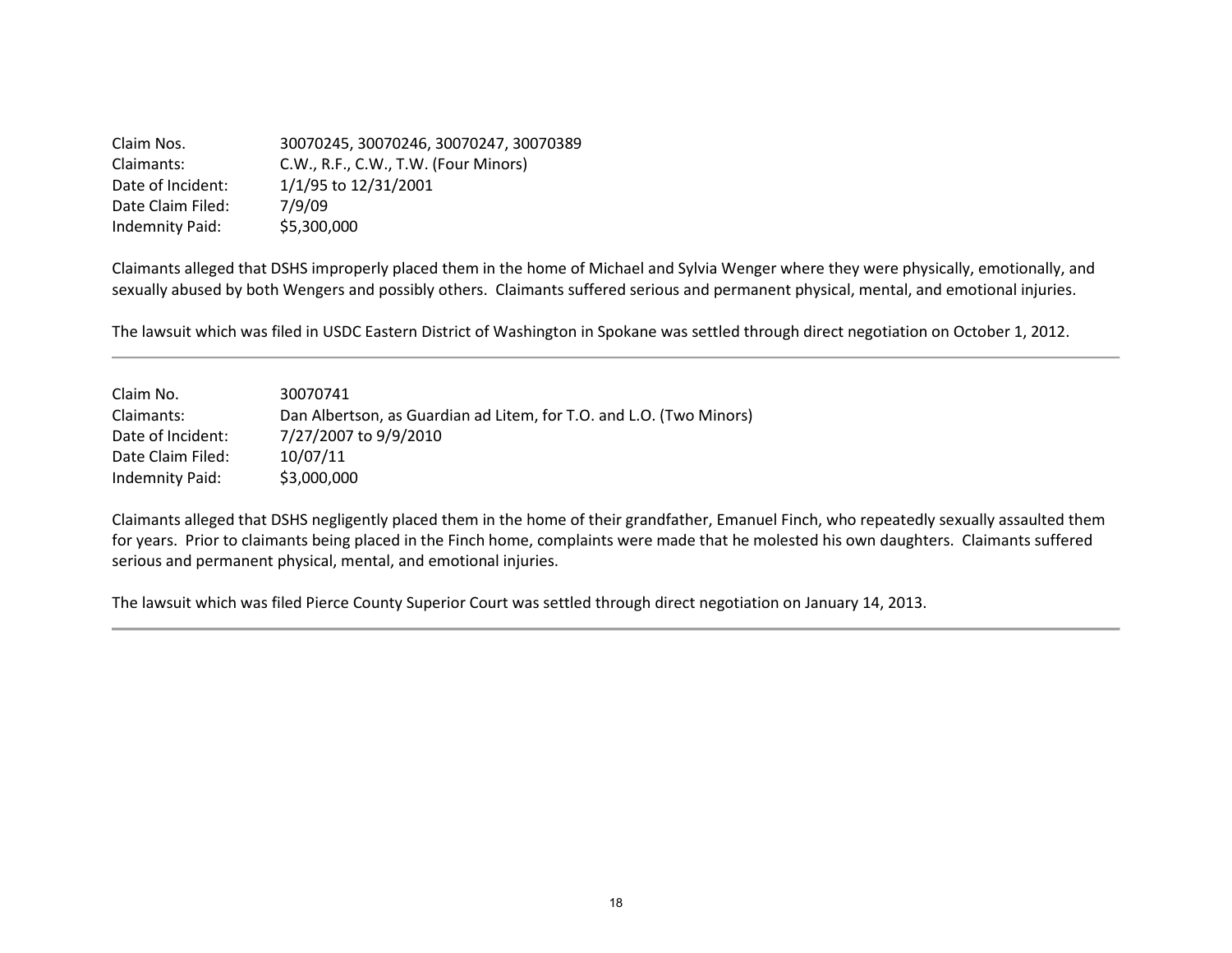Claim Nos. 30070245, 30070246, 30070247, 30070389
Claimants: C.W., R.F., C.W., T.W. (Four Minors)
Date of Incident: 1/1/95 to 12/31/2001
Date Claim Filed: 7/9/09
Indemnity Paid: $5,300,000

Claimants alleged that DSHS improperly placed them in the home of Michael and Sylvia Wenger where they were physically, emotionally, and sexually abused by both Wengers and possibly others. Claimants suffered serious and permanent physical, mental, and emotional injuries.

The lawsuit which was filed in USDC Eastern District of Washington in Spokane was settled through direct negotiation on October 1, 2012.

---

Claim No. 30070741
Claimants: Dan Albertson, as Guardian ad Litem, for T.O. and L.O. (Two Minors)
Date of Incident: 7/27/2007 to 9/9/2010
Date Claim Filed: 10/07/11
Indemnity Paid: $3,000,000

Claimants alleged that DSHS negligently placed them in the home of their grandfather, Emanuel Finch, who repeatedly sexually assaulted them for years. Prior to claimants being placed in the Finch home, complaints were made that he molested his own daughters. Claimants suffered serious and permanent physical, mental, and emotional injuries.

The lawsuit which was filed Pierce County Superior Court was settled through direct negotiation on January 14, 2013.

---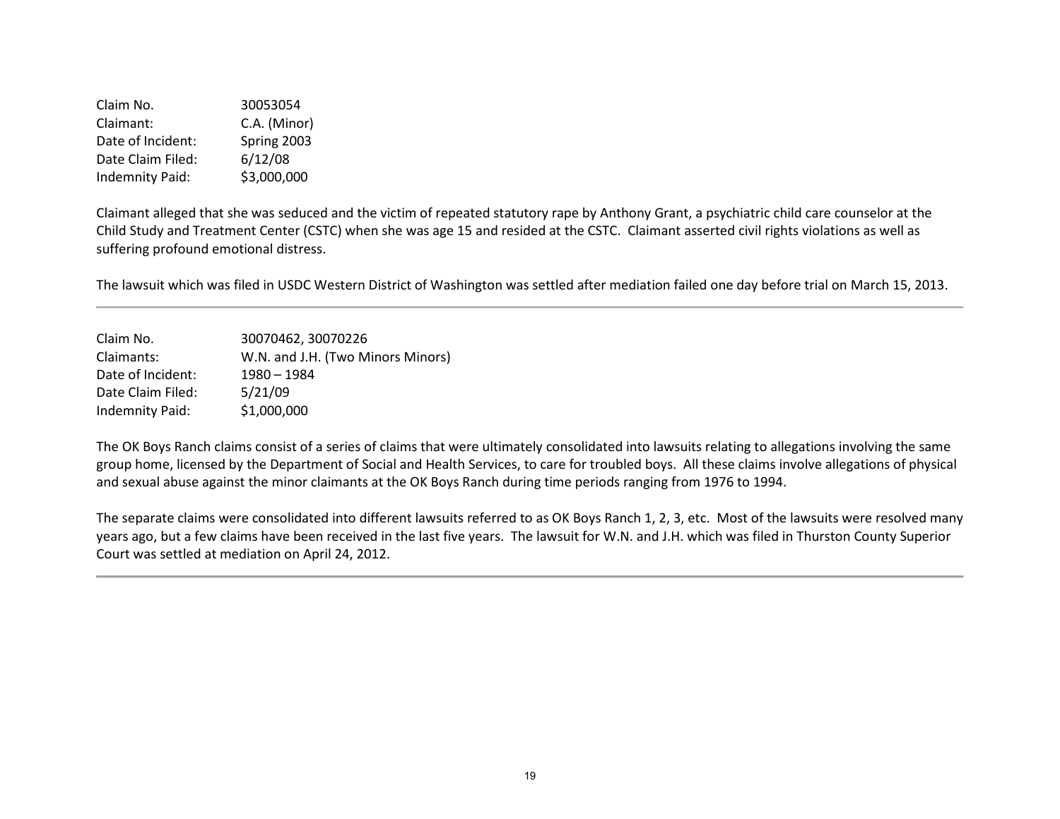| | |
|---|---|
| Claim No. | 30053054 |
| Claimant: | C.A. (Minor) |
| Date of Incident: | Spring 2003 |
| Date Claim Filed: | 6/12/08 |
| Indemnity Paid: | $3,000,000 |

Claimant alleged that she was seduced and the victim of repeated statutory rape by Anthony Grant, a psychiatric child care counselor at the Child Study and Treatment Center (CSTC) when she was age 15 and resided at the CSTC. Claimant asserted civil rights violations as well as suffering profound emotional distress.

The lawsuit which was filed in USDC Western District of Washington was settled after mediation failed one day before trial on March 15, 2013.

---

| | |
|---|---|
| Claim No. | 30070462, 30070226 |
| Claimants: | W.N. and J.H. (Two Minors Minors) |
| Date of Incident: | 1980 – 1984 |
| Date Claim Filed: | 5/21/09 |
| Indemnity Paid: | $1,000,000 |

The OK Boys Ranch claims consist of a series of claims that were ultimately consolidated into lawsuits relating to allegations involving the same group home, licensed by the Department of Social and Health Services, to care for troubled boys. All these claims involve allegations of physical and sexual abuse against the minor claimants at the OK Boys Ranch during time periods ranging from 1976 to 1994.

The separate claims were consolidated into different lawsuits referred to as OK Boys Ranch 1, 2, 3, etc. Most of the lawsuits were resolved many years ago, but a few claims have been received in the last five years. The lawsuit for W.N. and J.H. which was filed in Thurston County Superior Court was settled at mediation on April 24, 2012.

---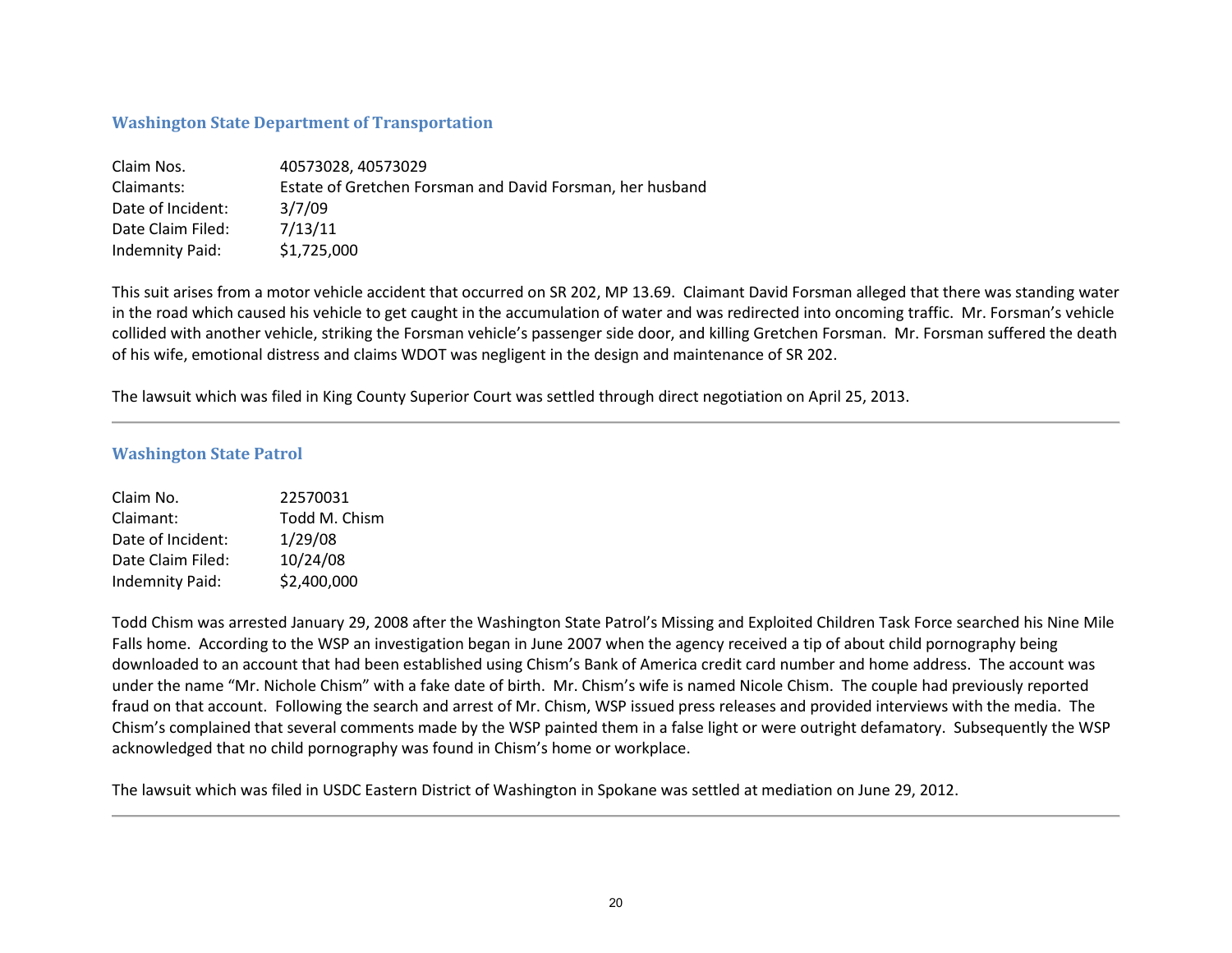### Washington State Department of Transportation

| | |
|---|---|
| Claim Nos. | 40573028, 40573029 |
| Claimants: | Estate of Gretchen Forsman and David Forsman, her husband |
| Date of Incident: | 3/7/09 |
| Date Claim Filed: | 7/13/11 |
| Indemnity Paid: | $1,725,000 |

This suit arises from a motor vehicle accident that occurred on SR 202, MP 13.69. Claimant David Forsman alleged that there was standing water in the road which caused his vehicle to get caught in the accumulation of water and was redirected into oncoming traffic. Mr. Forsman's vehicle collided with another vehicle, striking the Forsman vehicle's passenger side door, and killing Gretchen Forsman. Mr. Forsman suffered the death of his wife, emotional distress and claims WDOT was negligent in the design and maintenance of SR 202.

The lawsuit which was filed in King County Superior Court was settled through direct negotiation on April 25, 2013.

---

### Washington State Patrol

| | |
|---|---|
| Claim No. | 22570031 |
| Claimant: | Todd M. Chism |
| Date of Incident: | 1/29/08 |
| Date Claim Filed: | 10/24/08 |
| Indemnity Paid: | $2,400,000 |

Todd Chism was arrested January 29, 2008 after the Washington State Patrol's Missing and Exploited Children Task Force searched his Nine Mile Falls home. According to the WSP an investigation began in June 2007 when the agency received a tip of about child pornography being downloaded to an account that had been established using Chism's Bank of America credit card number and home address. The account was under the name "Mr. Nichole Chism" with a fake date of birth. Mr. Chism's wife is named Nicole Chism. The couple had previously reported fraud on that account. Following the search and arrest of Mr. Chism, WSP issued press releases and provided interviews with the media. The Chism's complained that several comments made by the WSP painted them in a false light or were outright defamatory. Subsequently the WSP acknowledged that no child pornography was found in Chism's home or workplace.

The lawsuit which was filed in USDC Eastern District of Washington in Spokane was settled at mediation on June 29, 2012.

---